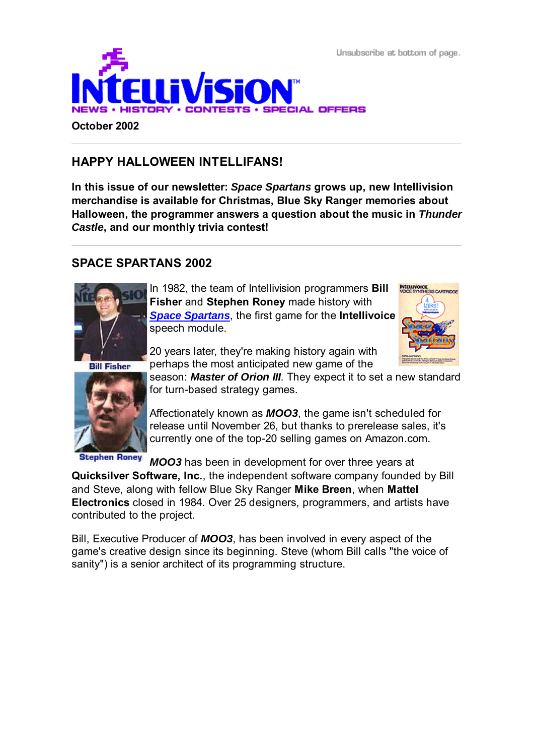Unsubscribe at bottom of page.

# INTELLIVISION

NEWS • HISTORY • CONTESTS • SPECIAL OFFERS

**October 2002**

---

## HAPPY HALLOWEEN INTELLIFANS!

**In this issue of our newsletter: *Space Spartans* grows up, new Intellivision merchandise is available for Christmas, Blue Sky Ranger memories about Halloween, the programmer answers a question about the music in *Thunder Castle*, and our monthly trivia contest!**

---

## SPACE SPARTANS 2002

Bill Fisher

Stephen Roney

In 1982, the team of Intellivision programmers **Bill Fisher** and **Stephen Roney** made history with ***Space Spartans***, the first game for the **Intellivoice** speech module.

20 years later, they're making history again with perhaps the most anticipated new game of the season: ***Master of Orion III***. They expect it to set a new standard for turn-based strategy games.

Affectionately known as ***MOO3***, the game isn't scheduled for release until November 26, but thanks to prerelease sales, it's currently one of the top-20 selling games on Amazon.com.

***MOO3*** has been in development for over three years at **Quicksilver Software, Inc.**, the independent software company founded by Bill and Steve, along with fellow Blue Sky Ranger **Mike Breen**, when **Mattel Electronics** closed in 1984. Over 25 designers, programmers, and artists have contributed to the project.

Bill, Executive Producer of ***MOO3***, has been involved in every aspect of the game's creative design since its beginning. Steve (whom Bill calls "the voice of sanity") is a senior architect of its programming structure.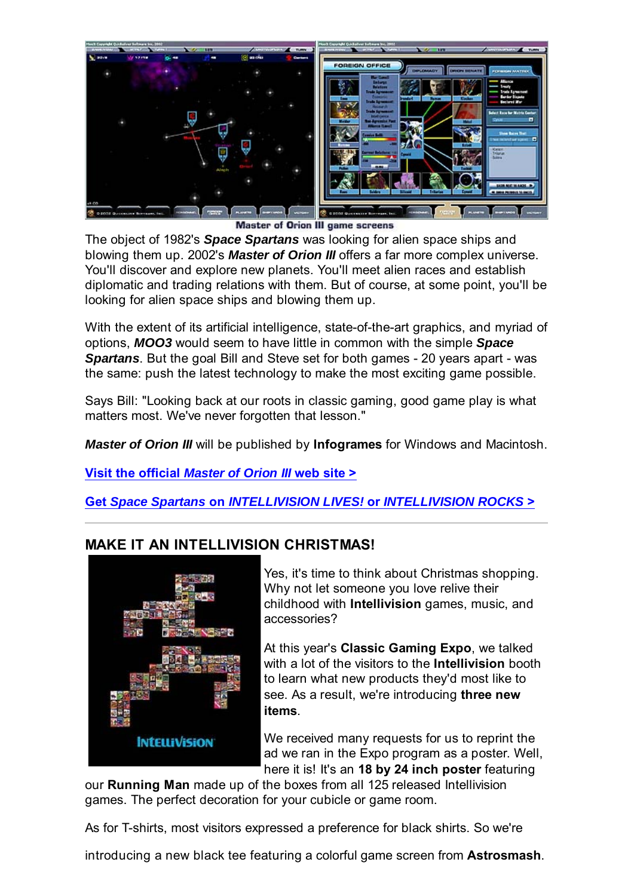Master of Orion III game screens

The object of 1982's ***Space Spartans*** was looking for alien space ships and blowing them up. 2002's ***Master of Orion III*** offers a far more complex universe. You'll discover and explore new planets. You'll meet alien races and establish diplomatic and trading relations with them. But of course, at some point, you'll be looking for alien space ships and blowing them up.

With the extent of its artificial intelligence, state-of-the-art graphics, and myriad of options, ***MOO3*** would seem to have little in common with the simple ***Space Spartans***. But the goal Bill and Steve set for both games - 20 years apart - was the same: push the latest technology to make the most exciting game possible.

Says Bill: "Looking back at our roots in classic gaming, good game play is what matters most. We've never forgotten that lesson."

***Master of Orion III*** will be published by **Infogrames** for Windows and Macintosh.

**Visit the official *Master of Orion III* web site >**

**Get *Space Spartans* on *INTELLIVISION LIVES!* or *INTELLIVISION ROCKS* >**

---

## MAKE IT AN INTELLIVISION CHRISTMAS!

Yes, it's time to think about Christmas shopping. Why not let someone you love relive their childhood with **Intellivision** games, music, and accessories?

At this year's **Classic Gaming Expo**, we talked with a lot of the visitors to the **Intellivision** booth to learn what new products they'd most like to see. As a result, we're introducing **three new items**.

We received many requests for us to reprint the ad we ran in the Expo program as a poster. Well, here it is! It's an **18 by 24 inch poster** featuring our **Running Man** made up of the boxes from all 125 released Intellivision games. The perfect decoration for your cubicle or game room.

As for T-shirts, most visitors expressed a preference for black shirts. So we're introducing a new black tee featuring a colorful game screen from **Astrosmash**.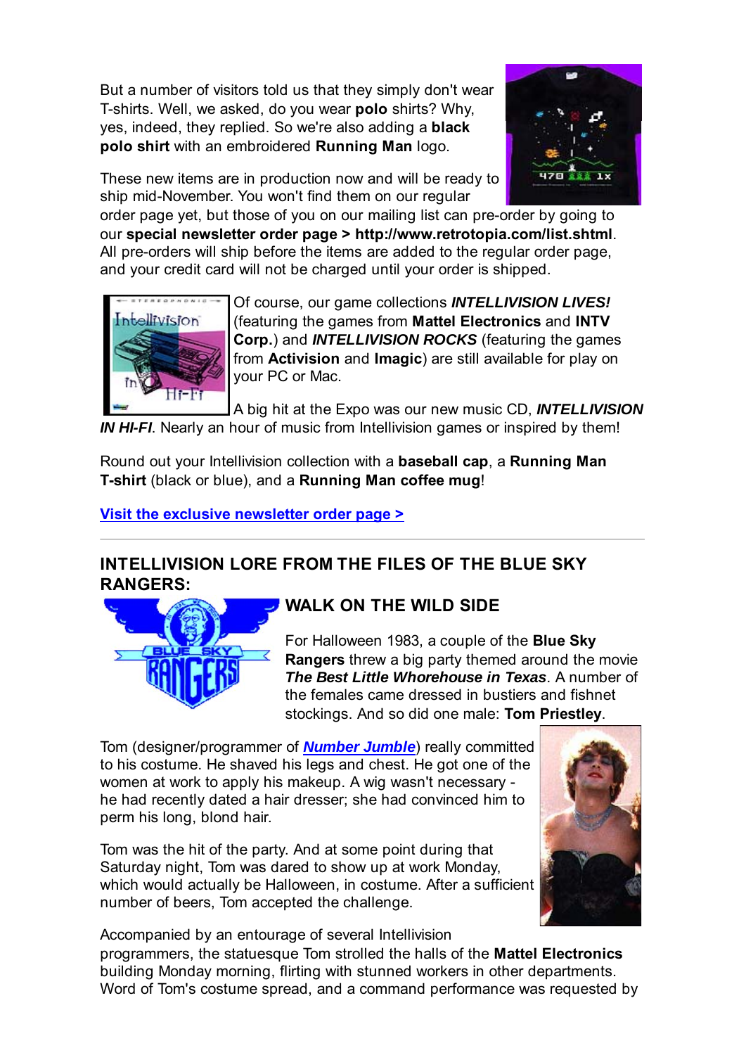But a number of visitors told us that they simply don't wear T-shirts. Well, we asked, do you wear **polo** shirts? Why, yes, indeed, they replied. So we're also adding a **black polo shirt** with an embroidered **Running Man** logo.

These new items are in production now and will be ready to ship mid-November. You won't find them on our regular order page yet, but those of you on our mailing list can pre-order by going to our **special newsletter order page > http://www.retrotopia.com/list.shtml**. All pre-orders will ship before the items are added to the regular order page, and your credit card will not be charged until your order is shipped.

Of course, our game collections ***INTELLIVISION LIVES!*** (featuring the games from **Mattel Electronics** and **INTV Corp.**) and ***INTELLIVISION ROCKS*** (featuring the games from **Activision** and **Imagic**) are still available for play on your PC or Mac.

A big hit at the Expo was our new music CD, ***INTELLIVISION IN HI-FI***. Nearly an hour of music from Intellivision games or inspired by them!

Round out your Intellivision collection with a **baseball cap**, a **Running Man T-shirt** (black or blue), and a **Running Man coffee mug**!

[Visit the exclusive newsletter order page >]

---

## INTELLIVISION LORE FROM THE FILES OF THE BLUE SKY RANGERS:

### WALK ON THE WILD SIDE

For Halloween 1983, a couple of the **Blue Sky Rangers** threw a big party themed around the movie ***The Best Little Whorehouse in Texas***. A number of the females came dressed in bustiers and fishnet stockings. And so did one male: **Tom Priestley**.

Tom (designer/programmer of [***Number Jumble***]) really committed to his costume. He shaved his legs and chest. He got one of the women at work to apply his makeup. A wig wasn't necessary - he had recently dated a hair dresser; she had convinced him to perm his long, blond hair.

Tom was the hit of the party. And at some point during that Saturday night, Tom was dared to show up at work Monday, which would actually be Halloween, in costume. After a sufficient number of beers, Tom accepted the challenge.

Accompanied by an entourage of several Intellivision programmers, the statuesque Tom strolled the halls of the **Mattel Electronics** building Monday morning, flirting with stunned workers in other departments. Word of Tom's costume spread, and a command performance was requested by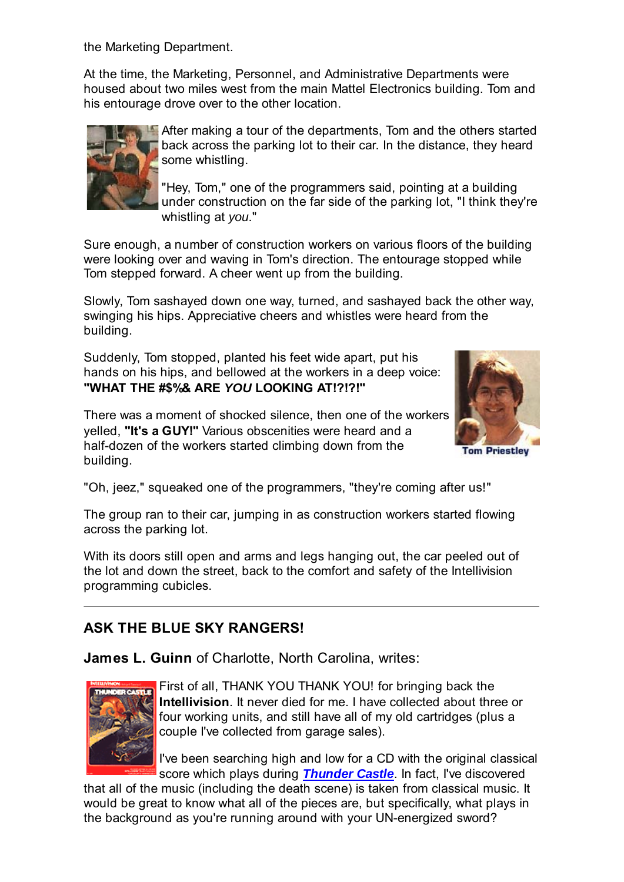the Marketing Department.

At the time, the Marketing, Personnel, and Administrative Departments were housed about two miles west from the main Mattel Electronics building. Tom and his entourage drove over to the other location.

After making a tour of the departments, Tom and the others started back across the parking lot to their car. In the distance, they heard some whistling.

"Hey, Tom," one of the programmers said, pointing at a building under construction on the far side of the parking lot, "I think they're whistling at *you*."

Sure enough, a number of construction workers on various floors of the building were looking over and waving in Tom's direction. The entourage stopped while Tom stepped forward. A cheer went up from the building.

Slowly, Tom sashayed down one way, turned, and sashayed back the other way, swinging his hips. Appreciative cheers and whistles were heard from the building.

Suddenly, Tom stopped, planted his feet wide apart, put his hands on his hips, and bellowed at the workers in a deep voice: **"WHAT THE #$%& ARE *YOU* LOOKING AT!?!?!"**

There was a moment of shocked silence, then one of the workers yelled, **"It's a GUY!"** Various obscenities were heard and a half-dozen of the workers started climbing down from the building.

Tom Priestley

"Oh, jeez," squeaked one of the programmers, "they're coming after us!"

The group ran to their car, jumping in as construction workers started flowing across the parking lot.

With its doors still open and arms and legs hanging out, the car peeled out of the lot and down the street, back to the comfort and safety of the Intellivision programming cubicles.

---

## ASK THE BLUE SKY RANGERS!

**James L. Guinn** of Charlotte, North Carolina, writes:

First of all, THANK YOU THANK YOU! for bringing back the **Intellivision**. It never died for me. I have collected about three or four working units, and still have all of my old cartridges (plus a couple I've collected from garage sales).

I've been searching high and low for a CD with the original classical score which plays during ***Thunder Castle***. In fact, I've discovered that all of the music (including the death scene) is taken from classical music. It would be great to know what all of the pieces are, but specifically, what plays in the background as you're running around with your UN-energized sword?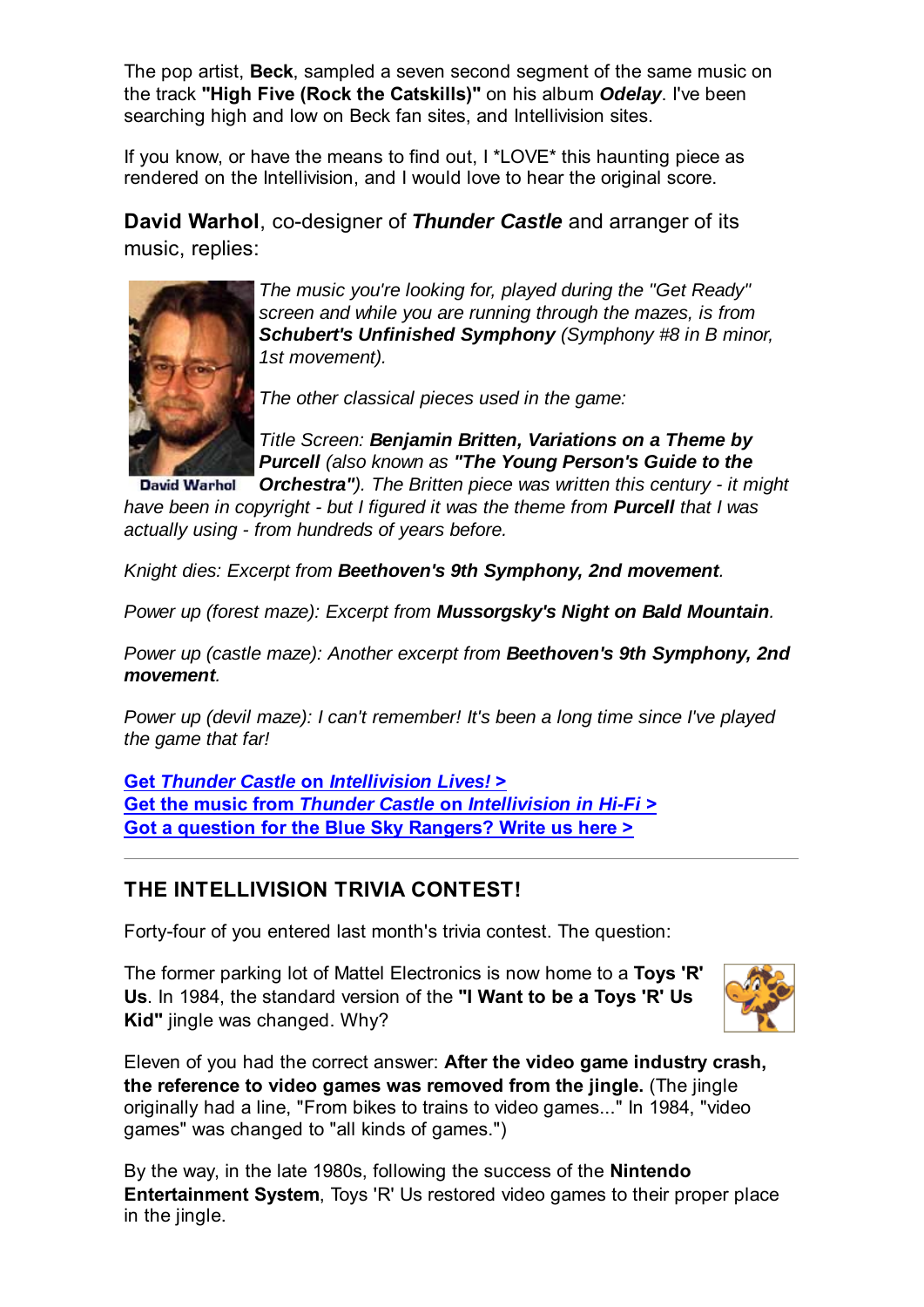The pop artist, **Beck**, sampled a seven second segment of the same music on the track **"High Five (Rock the Catskills)"** on his album ***Odelay***. I've been searching high and low on Beck fan sites, and Intellivision sites.

If you know, or have the means to find out, I *LOVE* this haunting piece as rendered on the Intellivision, and I would love to hear the original score.

**David Warhol**, co-designer of ***Thunder Castle*** and arranger of its music, replies:

David Warhol

*The music you're looking for, played during the "Get Ready" screen and while you are running through the mazes, is from **Schubert's Unfinished Symphony** (Symphony #8 in B minor, 1st movement).*

*The other classical pieces used in the game:*

*Title Screen: **Benjamin Britten, Variations on a Theme by Purcell** (also known as **"The Young Person's Guide to the Orchestra"**). The Britten piece was written this century - it might have been in copyright - but I figured it was the theme from **Purcell** that I was actually using - from hundreds of years before.*

*Knight dies: Excerpt from **Beethoven's 9th Symphony, 2nd movement**.*

*Power up (forest maze): Excerpt from **Mussorgsky's Night on Bald Mountain**.*

*Power up (castle maze): Another excerpt from **Beethoven's 9th Symphony, 2nd movement**.*

*Power up (devil maze): I can't remember! It's been a long time since I've played the game that far!*

**Get *Thunder Castle* on *Intellivision Lives!* >**
**Get the music from *Thunder Castle* on *Intellivision in Hi-Fi* >**
**Got a question for the Blue Sky Rangers? Write us here >**

---

## THE INTELLIVISION TRIVIA CONTEST!

Forty-four of you entered last month's trivia contest. The question:

The former parking lot of Mattel Electronics is now home to a **Toys 'R' Us**. In 1984, the standard version of the **"I Want to be a Toys 'R' Us Kid"** jingle was changed. Why?

Eleven of you had the correct answer: **After the video game industry crash, the reference to video games was removed from the jingle.** (The jingle originally had a line, "From bikes to trains to video games..." In 1984, "video games" was changed to "all kinds of games.")

By the way, in the late 1980s, following the success of the **Nintendo Entertainment System**, Toys 'R' Us restored video games to their proper place in the jingle.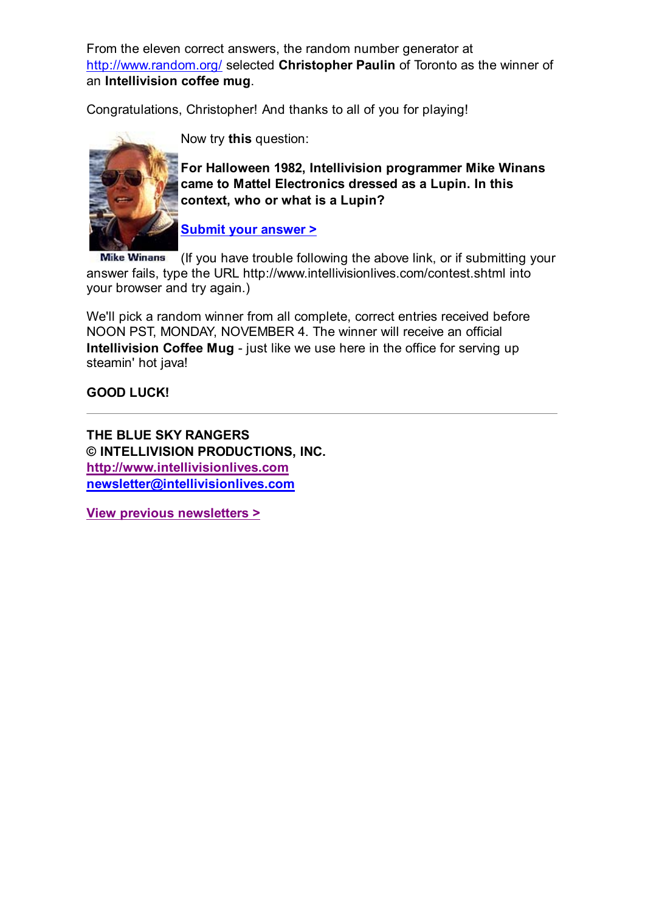From the eleven correct answers, the random number generator at [http://www.random.org/](http://www.random.org/) selected **Christopher Paulin** of Toronto as the winner of an **Intellivision coffee mug**.

Congratulations, Christopher! And thanks to all of you for playing!

Now try **this** question:

**For Halloween 1982, Intellivision programmer Mike Winans came to Mattel Electronics dressed as a Lupin. In this context, who or what is a Lupin?**

**[Submit your answer >](http://www.intellivisionlives.com/contest.shtml)**

Mike Winans

(If you have trouble following the above link, or if submitting your answer fails, type the URL http://www.intellivisionlives.com/contest.shtml into your browser and try again.)

We'll pick a random winner from all complete, correct entries received before NOON PST, MONDAY, NOVEMBER 4. The winner will receive an official **Intellivision Coffee Mug** - just like we use here in the office for serving up steamin' hot java!

**GOOD LUCK!**

---

**THE BLUE SKY RANGERS**
**© INTELLIVISION PRODUCTIONS, INC.**
**[http://www.intellivisionlives.com](http://www.intellivisionlives.com)**
**[newsletter@intellivisionlives.com](mailto:newsletter@intellivisionlives.com)**

**View previous newsletters >**